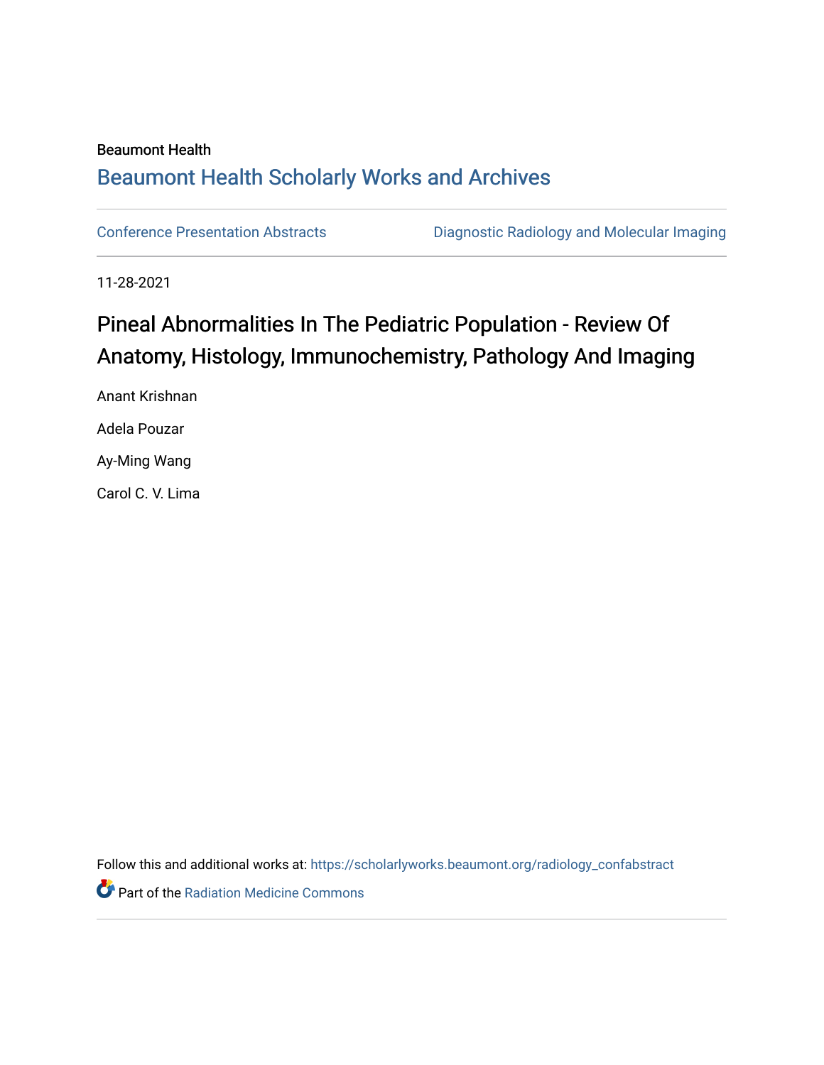Beaumont Health

## Beaumont Health Scholarly Works and Archives

Conference Presentation Abstracts

Diagnostic Radiology and Molecular Imaging

11-28-2021

# Pineal Abnormalities In The Pediatric Population - Review Of Anatomy, Histology, Immunochemistry, Pathology And Imaging

Anant Krishnan

Adela Pouzar

Ay-Ming Wang

Carol C. V. Lima

Follow this and additional works at: https://scholarlyworks.beaumont.org/radiology_confabstract

Part of the Radiation Medicine Commons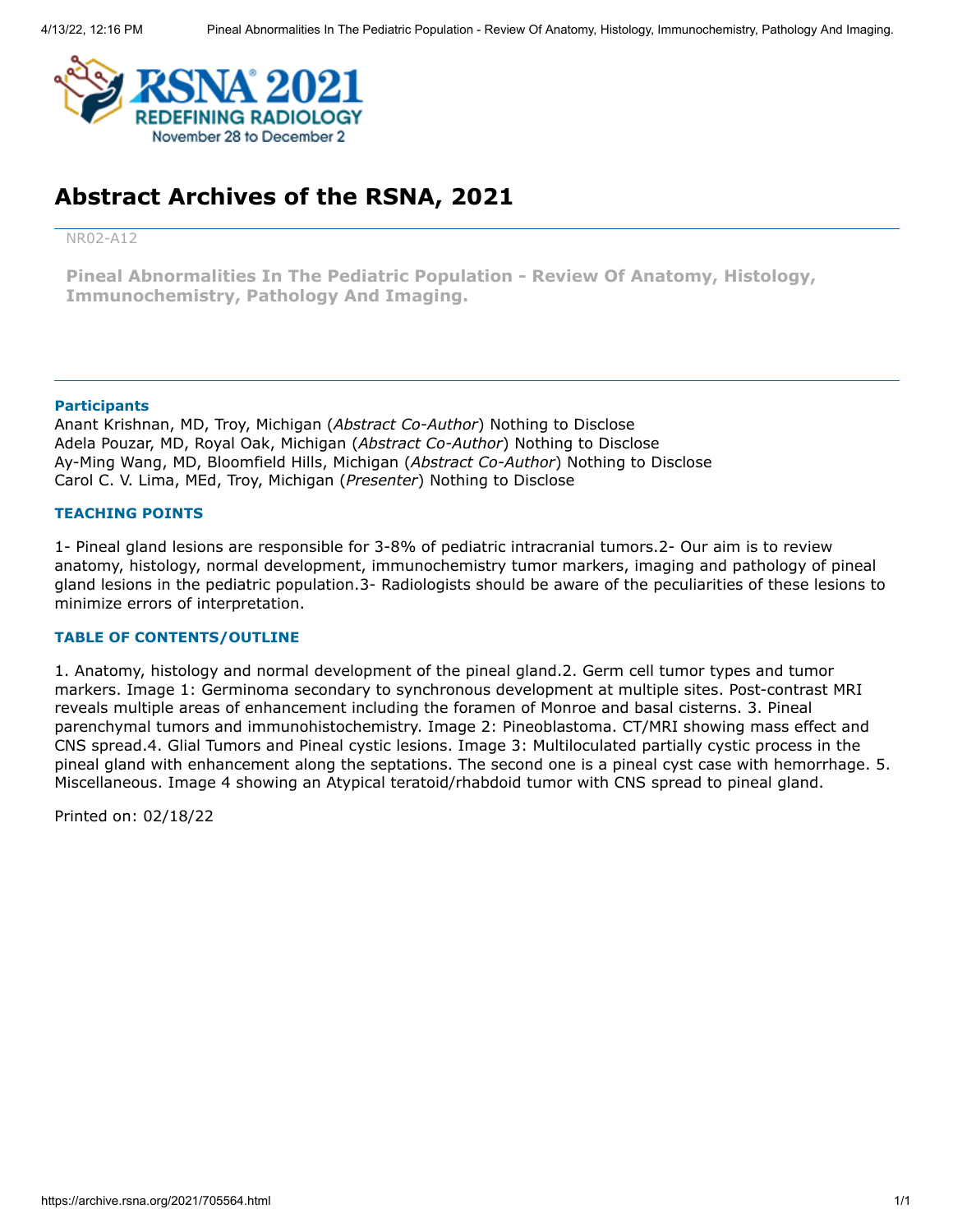# Abstract Archives of the RSNA, 2021

NR02-A12

## Pineal Abnormalities In The Pediatric Population - Review Of Anatomy, Histology, Immunochemistry, Pathology And Imaging.

### Participants

Anant Krishnan, MD, Troy, Michigan (*Abstract Co-Author*) Nothing to Disclose
Adela Pouzar, MD, Royal Oak, Michigan (*Abstract Co-Author*) Nothing to Disclose
Ay-Ming Wang, MD, Bloomfield Hills, Michigan (*Abstract Co-Author*) Nothing to Disclose
Carol C. V. Lima, MEd, Troy, Michigan (*Presenter*) Nothing to Disclose

### TEACHING POINTS

1- Pineal gland lesions are responsible for 3-8% of pediatric intracranial tumors.2- Our aim is to review anatomy, histology, normal development, immunochemistry tumor markers, imaging and pathology of pineal gland lesions in the pediatric population.3- Radiologists should be aware of the peculiarities of these lesions to minimize errors of interpretation.

### TABLE OF CONTENTS/OUTLINE

1. Anatomy, histology and normal development of the pineal gland.2. Germ cell tumor types and tumor markers. Image 1: Germinoma secondary to synchronous development at multiple sites. Post-contrast MRI reveals multiple areas of enhancement including the foramen of Monroe and basal cisterns. 3. Pineal parenchymal tumors and immunohistochemistry. Image 2: Pineoblastoma. CT/MRI showing mass effect and CNS spread.4. Glial Tumors and Pineal cystic lesions. Image 3: Multiloculated partially cystic process in the pineal gland with enhancement along the septations. The second one is a pineal cyst case with hemorrhage. 5. Miscellaneous. Image 4 showing an Atypical teratoid/rhabdoid tumor with CNS spread to pineal gland.

Printed on: 02/18/22